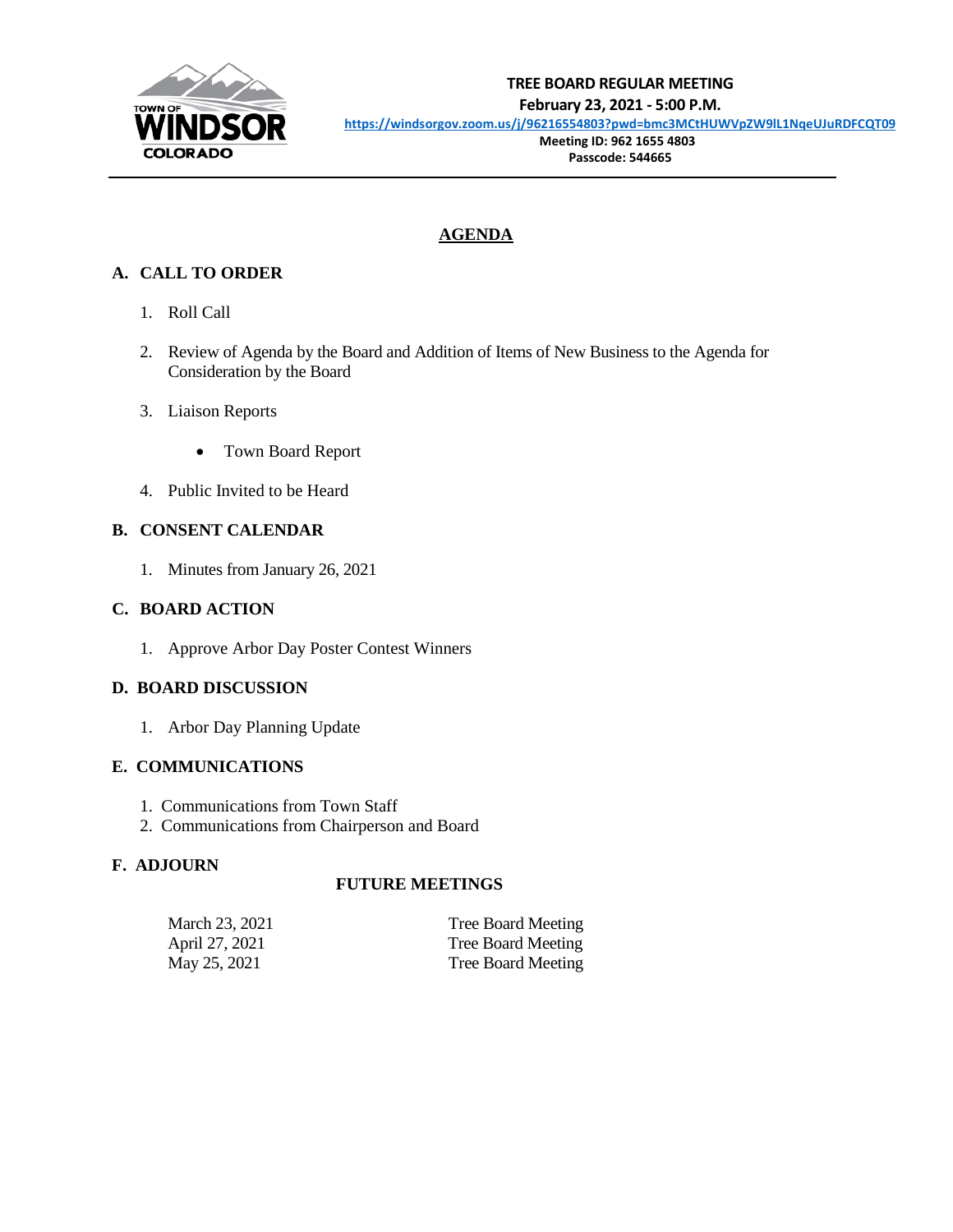TOWN OF WINDSOR COLORADO

**TREE BOARD REGULAR MEETING**
**February 23, 2021 - 5:00 P.M.**
**https://windsorgov.zoom.us/j/96216554803?pwd=bmc3MCtHUWVpZW9lL1NqeUJuRDFCQT09**
**Meeting ID: 962 1655 4803**
**Passcode: 544665**

---

# AGENDA

## A. CALL TO ORDER

1. Roll Call
2. Review of Agenda by the Board and Addition of Items of New Business to the Agenda for Consideration by the Board
3. Liaison Reports
   - Town Board Report
4. Public Invited to be Heard

## B. CONSENT CALENDAR

1. Minutes from January 26, 2021

## C. BOARD ACTION

1. Approve Arbor Day Poster Contest Winners

## D. BOARD DISCUSSION

1. Arbor Day Planning Update

## E. COMMUNICATIONS

1. Communications from Town Staff
2. Communications from Chairperson and Board

## F. ADJOURN

**FUTURE MEETINGS**

| | |
|---|---|
| March 23, 2021 | Tree Board Meeting |
| April 27, 2021 | Tree Board Meeting |
| May 25, 2021 | Tree Board Meeting |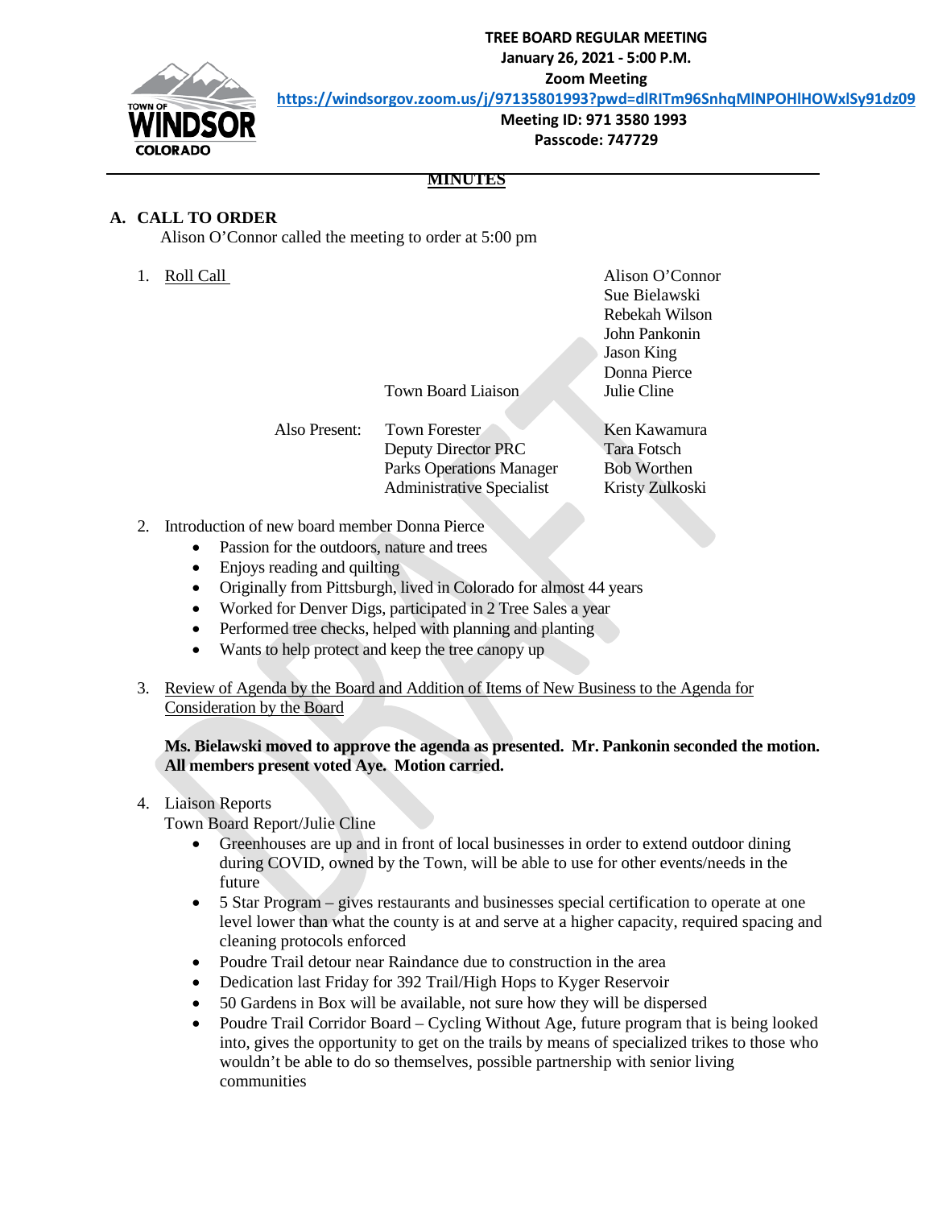**TREE BOARD REGULAR MEETING**
**January 26, 2021 - 5:00 P.M.**
**Zoom Meeting**
**https://windsorgov.zoom.us/j/97135801993?pwd=dlRITm96SnhqMlNPOHlHOWxlSy91dz09**
**Meeting ID: 971 3580 1993**
**Passcode: 747729**

**MINUTES**

## A. CALL TO ORDER

Alison O'Connor called the meeting to order at 5:00 pm

1. Roll Call

   Alison O'Connor
   Sue Bielawski
   Rebekah Wilson
   John Pankonin
   Jason King
   Donna Pierce

   Town Board Liaison: Julie Cline

   Also Present:

   | Title | Name |
   | --- | --- |
   | Town Forester | Ken Kawamura |
   | Deputy Director PRC | Tara Fotsch |
   | Parks Operations Manager | Bob Worthen |
   | Administrative Specialist | Kristy Zulkoski |

2. Introduction of new board member Donna Pierce
   - Passion for the outdoors, nature and trees
   - Enjoys reading and quilting
   - Originally from Pittsburgh, lived in Colorado for almost 44 years
   - Worked for Denver Digs, participated in 2 Tree Sales a year
   - Performed tree checks, helped with planning and planting
   - Wants to help protect and keep the tree canopy up

3. Review of Agenda by the Board and Addition of Items of New Business to the Agenda for Consideration by the Board

   **Ms. Bielawski moved to approve the agenda as presented. Mr. Pankonin seconded the motion. All members present voted Aye. Motion carried.**

4. Liaison Reports

   Town Board Report/Julie Cline
   - Greenhouses are up and in front of local businesses in order to extend outdoor dining during COVID, owned by the Town, will be able to use for other events/needs in the future
   - 5 Star Program – gives restaurants and businesses special certification to operate at one level lower than what the county is at and serve at a higher capacity, required spacing and cleaning protocols enforced
   - Poudre Trail detour near Raindance due to construction in the area
   - Dedication last Friday for 392 Trail/High Hops to Kyger Reservoir
   - 50 Gardens in Box will be available, not sure how they will be dispersed
   - Poudre Trail Corridor Board – Cycling Without Age, future program that is being looked into, gives the opportunity to get on the trails by means of specialized trikes to those who wouldn't be able to do so themselves, possible partnership with senior living communities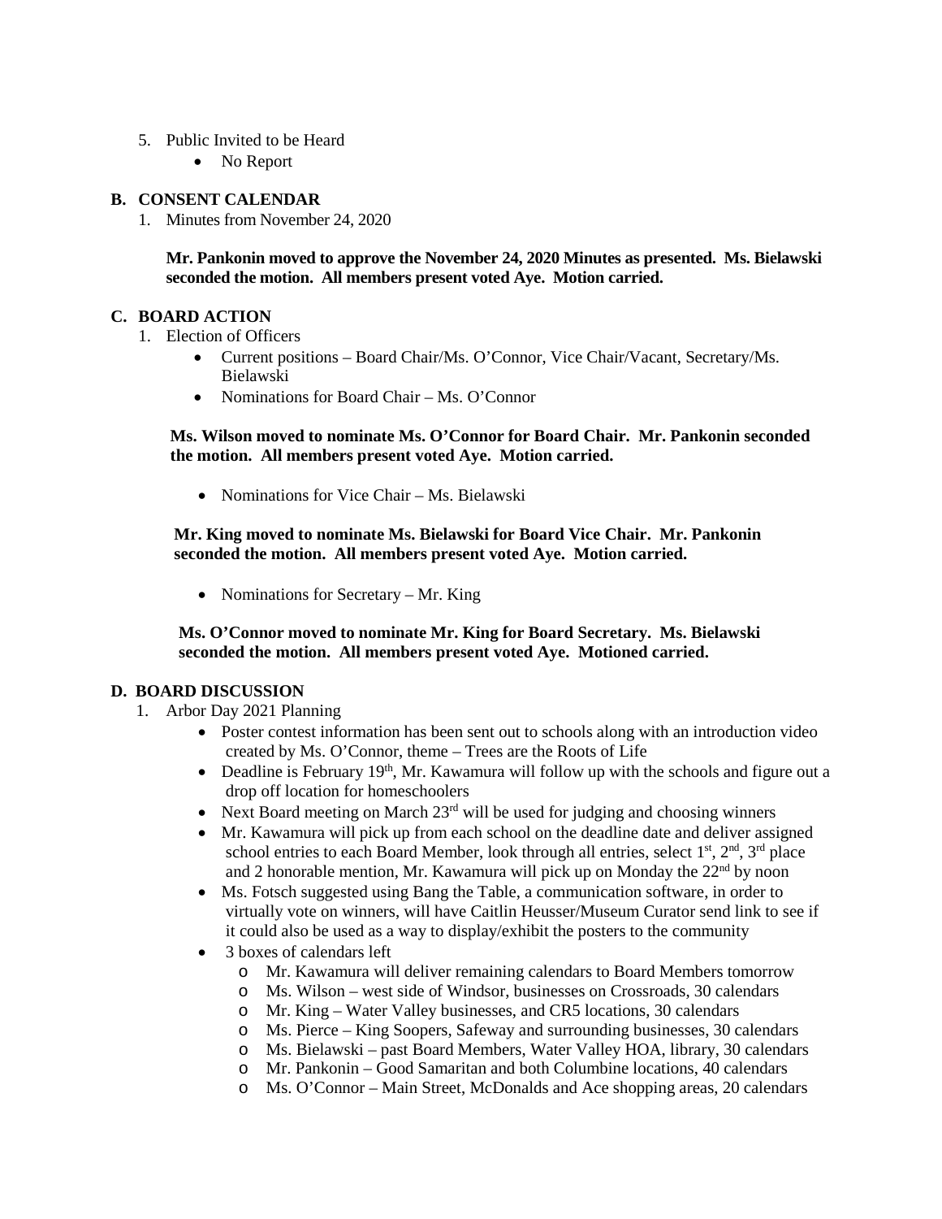5. Public Invited to be Heard
    - No Report

## B. CONSENT CALENDAR

1. Minutes from November 24, 2020

    **Mr. Pankonin moved to approve the November 24, 2020 Minutes as presented. Ms. Bielawski seconded the motion. All members present voted Aye. Motion carried.**

## C. BOARD ACTION

1. Election of Officers
    - Current positions – Board Chair/Ms. O'Connor, Vice Chair/Vacant, Secretary/Ms. Bielawski
    - Nominations for Board Chair – Ms. O'Connor

    **Ms. Wilson moved to nominate Ms. O'Connor for Board Chair. Mr. Pankonin seconded the motion. All members present voted Aye. Motion carried.**

    - Nominations for Vice Chair – Ms. Bielawski

    **Mr. King moved to nominate Ms. Bielawski for Board Vice Chair. Mr. Pankonin seconded the motion. All members present voted Aye. Motion carried.**

    - Nominations for Secretary – Mr. King

    **Ms. O'Connor moved to nominate Mr. King for Board Secretary. Ms. Bielawski seconded the motion. All members present voted Aye. Motioned carried.**

## D. BOARD DISCUSSION

1. Arbor Day 2021 Planning
    - Poster contest information has been sent out to schools along with an introduction video created by Ms. O'Connor, theme – Trees are the Roots of Life
    - Deadline is February 19th, Mr. Kawamura will follow up with the schools and figure out a drop off location for homeschoolers
    - Next Board meeting on March 23rd will be used for judging and choosing winners
    - Mr. Kawamura will pick up from each school on the deadline date and deliver assigned school entries to each Board Member, look through all entries, select 1st, 2nd, 3rd place and 2 honorable mention, Mr. Kawamura will pick up on Monday the 22nd by noon
    - Ms. Fotsch suggested using Bang the Table, a communication software, in order to virtually vote on winners, will have Caitlin Heusser/Museum Curator send link to see if it could also be used as a way to display/exhibit the posters to the community
    - 3 boxes of calendars left
        - Mr. Kawamura will deliver remaining calendars to Board Members tomorrow
        - Ms. Wilson – west side of Windsor, businesses on Crossroads, 30 calendars
        - Mr. King – Water Valley businesses, and CR5 locations, 30 calendars
        - Ms. Pierce – King Soopers, Safeway and surrounding businesses, 30 calendars
        - Ms. Bielawski – past Board Members, Water Valley HOA, library, 30 calendars
        - Mr. Pankonin – Good Samaritan and both Columbine locations, 40 calendars
        - Ms. O'Connor – Main Street, McDonalds and Ace shopping areas, 20 calendars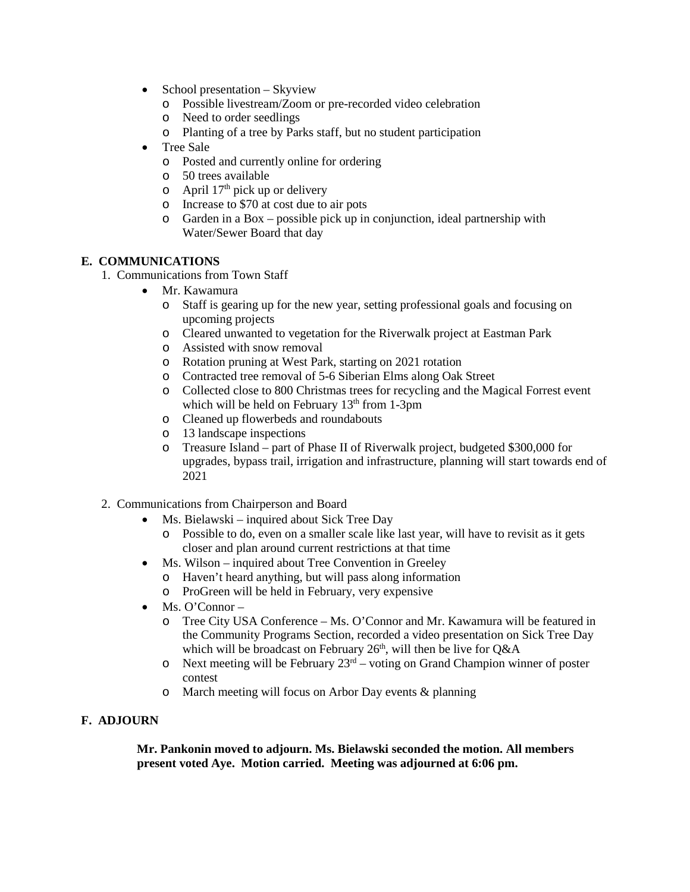- School presentation – Skyview
  - Possible livestream/Zoom or pre-recorded video celebration
  - Need to order seedlings
  - Planting of a tree by Parks staff, but no student participation
- Tree Sale
  - Posted and currently online for ordering
  - 50 trees available
  - April 17th pick up or delivery
  - Increase to $70 at cost due to air pots
  - Garden in a Box – possible pick up in conjunction, ideal partnership with Water/Sewer Board that day

## E. COMMUNICATIONS

1. Communications from Town Staff
   - Mr. Kawamura
     - Staff is gearing up for the new year, setting professional goals and focusing on upcoming projects
     - Cleared unwanted to vegetation for the Riverwalk project at Eastman Park
     - Assisted with snow removal
     - Rotation pruning at West Park, starting on 2021 rotation
     - Contracted tree removal of 5-6 Siberian Elms along Oak Street
     - Collected close to 800 Christmas trees for recycling and the Magical Forrest event which will be held on February 13th from 1-3pm
     - Cleaned up flowerbeds and roundabouts
     - 13 landscape inspections
     - Treasure Island – part of Phase II of Riverwalk project, budgeted $300,000 for upgrades, bypass trail, irrigation and infrastructure, planning will start towards end of 2021

2. Communications from Chairperson and Board
   - Ms. Bielawski – inquired about Sick Tree Day
     - Possible to do, even on a smaller scale like last year, will have to revisit as it gets closer and plan around current restrictions at that time
   - Ms. Wilson – inquired about Tree Convention in Greeley
     - Haven't heard anything, but will pass along information
     - ProGreen will be held in February, very expensive
   - Ms. O'Connor –
     - Tree City USA Conference – Ms. O'Connor and Mr. Kawamura will be featured in the Community Programs Section, recorded a video presentation on Sick Tree Day which will be broadcast on February 26th, will then be live for Q&A
     - Next meeting will be February 23rd – voting on Grand Champion winner of poster contest
     - March meeting will focus on Arbor Day events & planning

## F. ADJOURN

**Mr. Pankonin moved to adjourn. Ms. Bielawski seconded the motion. All members present voted Aye. Motion carried. Meeting was adjourned at 6:06 pm.**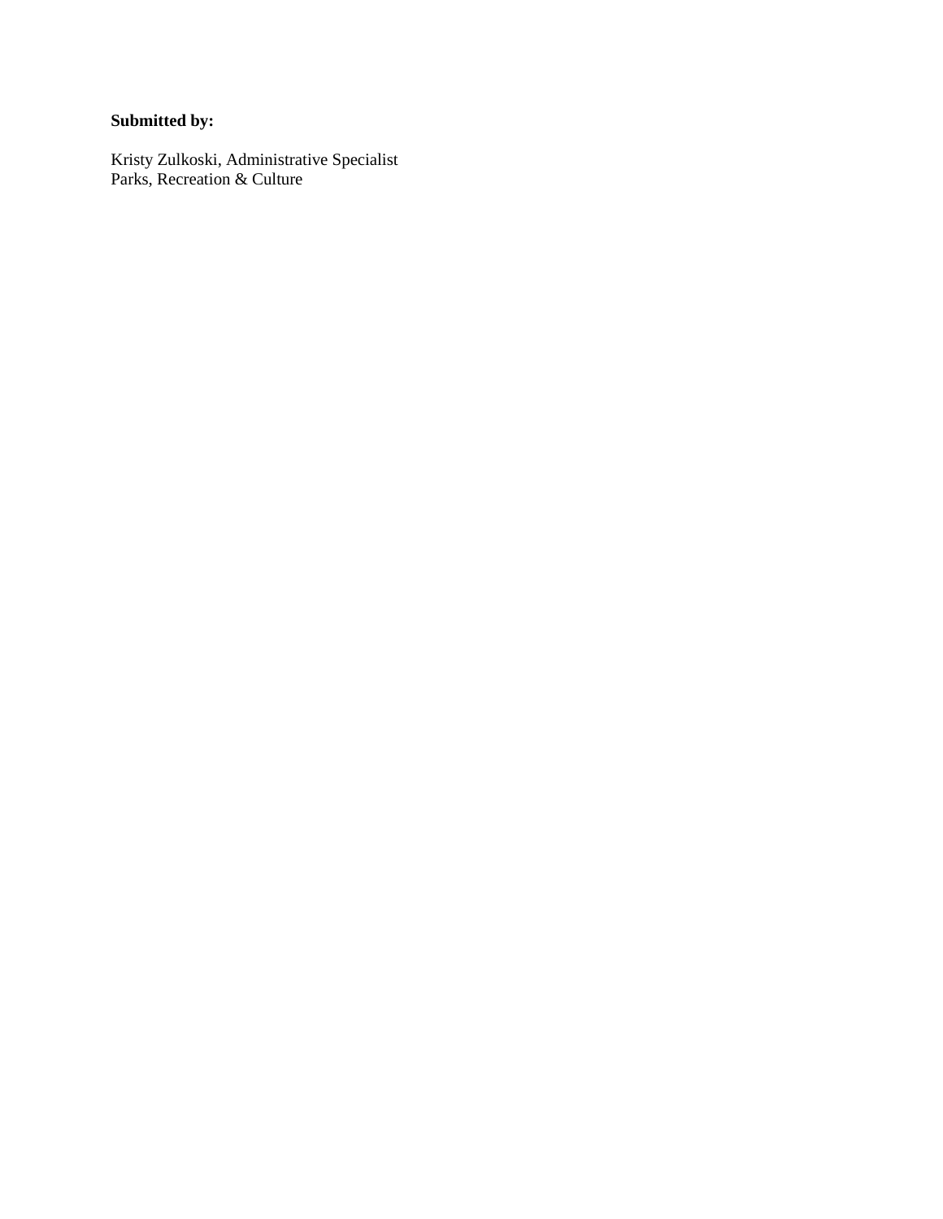**Submitted by:**

Kristy Zulkoski, Administrative Specialist
Parks, Recreation & Culture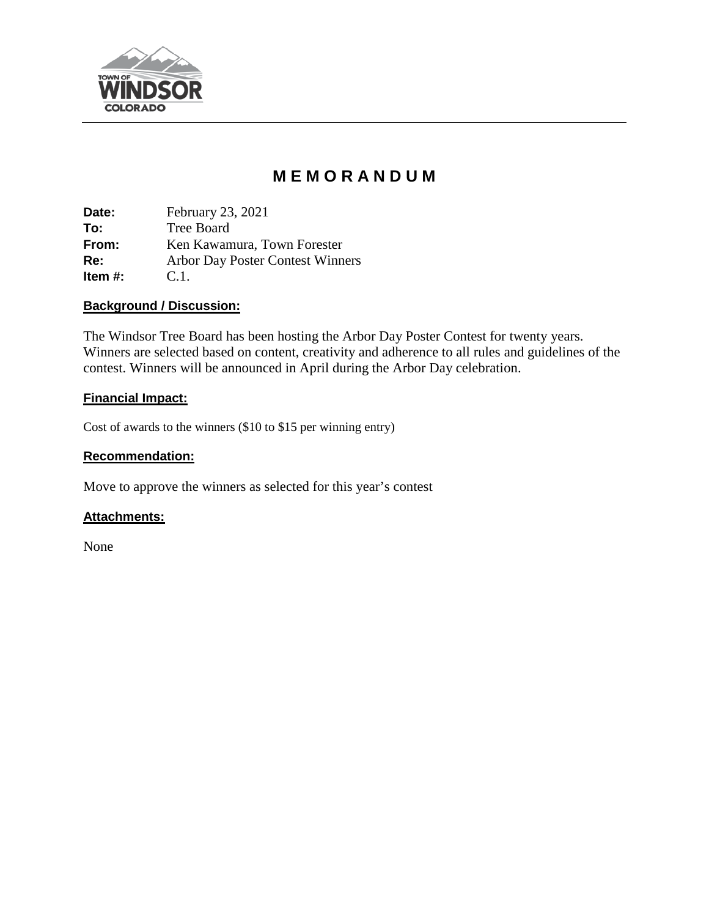TOWN OF
WINDSOR
COLORADO

# MEMORANDUM

**Date:** February 23, 2021
**To:** Tree Board
**From:** Ken Kawamura, Town Forester
**Re:** Arbor Day Poster Contest Winners
**Item #:** C.1.

**Background / Discussion:**

The Windsor Tree Board has been hosting the Arbor Day Poster Contest for twenty years. Winners are selected based on content, creativity and adherence to all rules and guidelines of the contest. Winners will be announced in April during the Arbor Day celebration.

**Financial Impact:**

Cost of awards to the winners ($10 to $15 per winning entry)

**Recommendation:**

Move to approve the winners as selected for this year's contest

**Attachments:**

None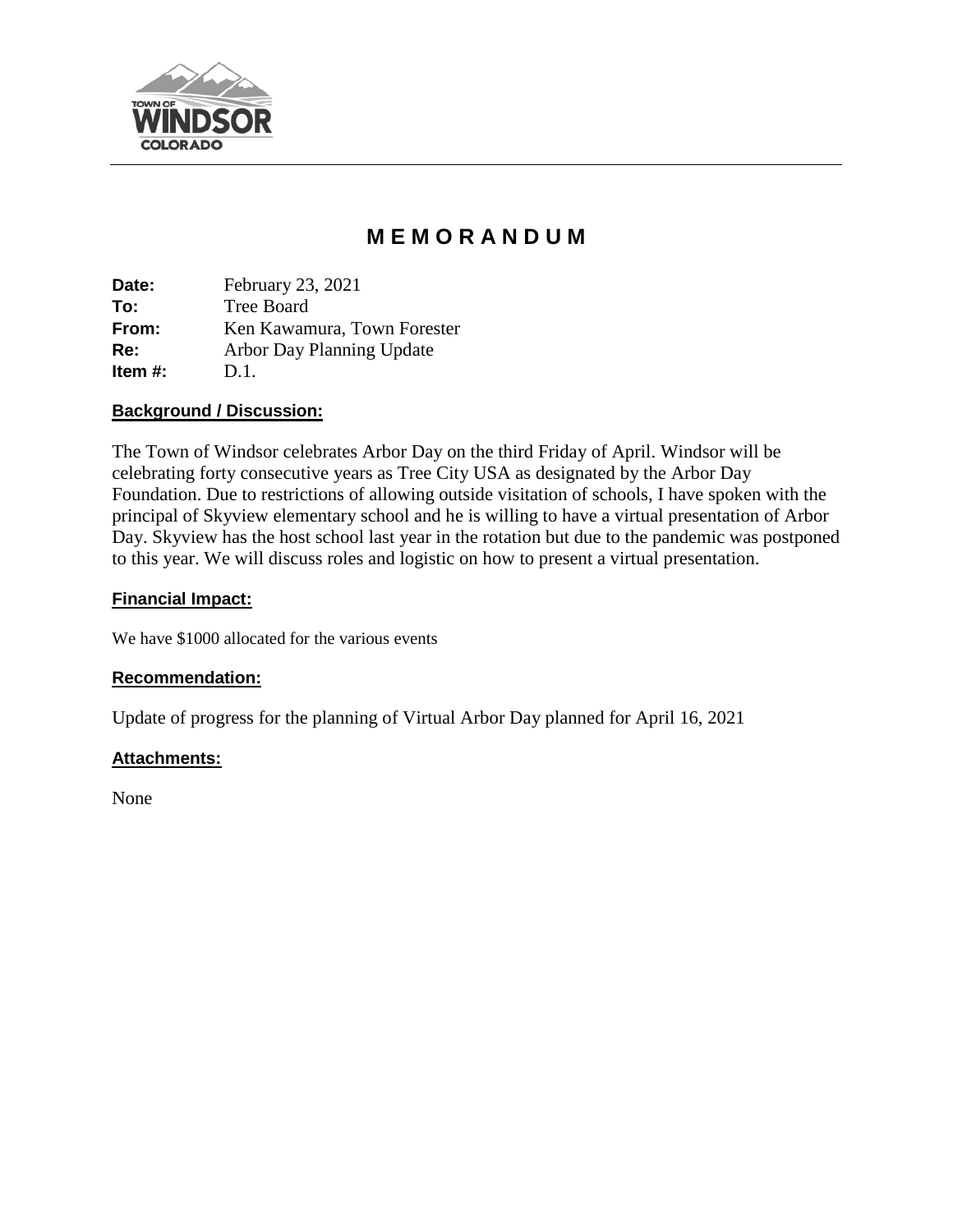# MEMORANDUM

**Date:** February 23, 2021
**To:** Tree Board
**From:** Ken Kawamura, Town Forester
**Re:** Arbor Day Planning Update
**Item #:** D.1.

## Background / Discussion:

The Town of Windsor celebrates Arbor Day on the third Friday of April. Windsor will be celebrating forty consecutive years as Tree City USA as designated by the Arbor Day Foundation. Due to restrictions of allowing outside visitation of schools, I have spoken with the principal of Skyview elementary school and he is willing to have a virtual presentation of Arbor Day. Skyview has the host school last year in the rotation but due to the pandemic was postponed to this year. We will discuss roles and logistic on how to present a virtual presentation.

## Financial Impact:

We have $1000 allocated for the various events

## Recommendation:

Update of progress for the planning of Virtual Arbor Day planned for April 16, 2021

## Attachments:

None